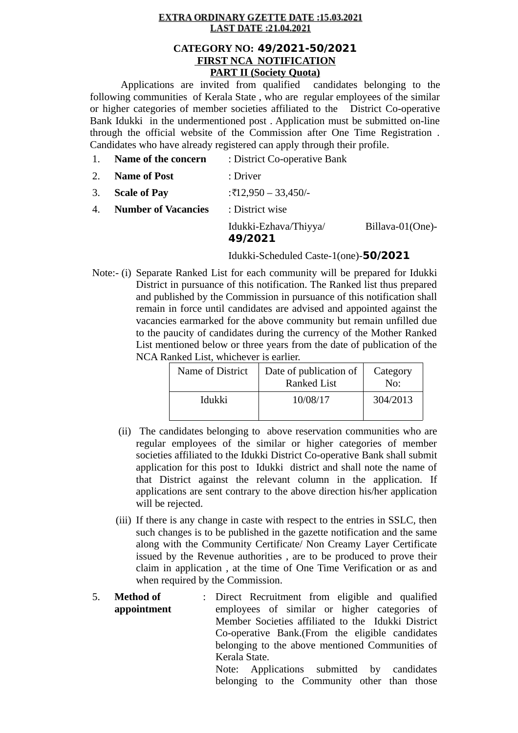**EXTRA ORDINARY GZETTE DATE :15.03.2021**
**LAST DATE :21.04.2021**

**CATEGORY NO: 49/2021-50/2021**
**FIRST NCA NOTIFICATION**
**PART II (Society Quota)**

Applications are invited from qualified candidates belonging to the following communities of Kerala State , who are regular employees of the similar or higher categories of member societies affiliated to the District Co-operative Bank Idukki in the undermentioned post . Application must be submitted on-line through the official website of the Commission after One Time Registration . Candidates who have already registered can apply through their profile.

1. **Name of the concern** : District Co-operative Bank
2. **Name of Post** : Driver
3. **Scale of Pay** :₹12,950 – 33,450/-
4. **Number of Vacancies** : District wise

   Idukki-Ezhava/Thiyya/ Billava-01(One)-**49/2021**

   Idukki-Scheduled Caste-1(one)-**50/2021**

Note:- (i) Separate Ranked List for each community will be prepared for Idukki District in pursuance of this notification. The Ranked list thus prepared and published by the Commission in pursuance of this notification shall remain in force until candidates are advised and appointed against the vacancies earmarked for the above community but remain unfilled due to the paucity of candidates during the currency of the Mother Ranked List mentioned below or three years from the date of publication of the NCA Ranked List, whichever is earlier.

| Name of District | Date of publication of Ranked List | Category No: |
|---|---|---|
| Idukki | 10/08/17 | 304/2013 |

(ii) The candidates belonging to above reservation communities who are regular employees of the similar or higher categories of member societies affiliated to the Idukki District Co-operative Bank shall submit application for this post to Idukki district and shall note the name of that District against the relevant column in the application. If applications are sent contrary to the above direction his/her application will be rejected.

(iii) If there is any change in caste with respect to the entries in SSLC, then such changes is to be published in the gazette notification and the same along with the Community Certificate/ Non Creamy Layer Certificate issued by the Revenue authorities , are to be produced to prove their claim in application , at the time of One Time Verification or as and when required by the Commission.

5. **Method of appointment** : Direct Recruitment from eligible and qualified employees of similar or higher categories of Member Societies affiliated to the Idukki District Co-operative Bank.(From the eligible candidates belonging to the above mentioned Communities of Kerala State.

   Note: Applications submitted by candidates belonging to the Community other than those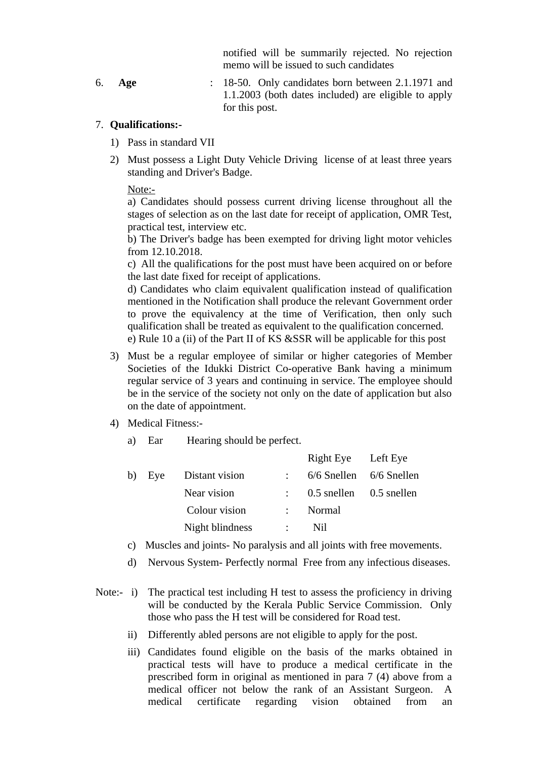notified will be summarily rejected. No rejection memo will be issued to such candidates

6. **Age** : 18-50. Only candidates born between 2.1.1971 and 1.1.2003 (both dates included) are eligible to apply for this post.

7. **Qualifications:-**

1) Pass in standard VII

2) Must possess a Light Duty Vehicle Driving license of at least three years standing and Driver's Badge.

   Note:-
   a) Candidates should possess current driving license throughout all the stages of selection as on the last date for receipt of application, OMR Test, practical test, interview etc.
   b) The Driver's badge has been exempted for driving light motor vehicles from 12.10.2018.
   c) All the qualifications for the post must have been acquired on or before the last date fixed for receipt of applications.
   d) Candidates who claim equivalent qualification instead of qualification mentioned in the Notification shall produce the relevant Government order to prove the equivalency at the time of Verification, then only such qualification shall be treated as equivalent to the qualification concerned.
   e) Rule 10 a (ii) of the Part II of KS &SSR will be applicable for this post

3) Must be a regular employee of similar or higher categories of Member Societies of the Idukki District Co-operative Bank having a minimum regular service of 3 years and continuing in service. The employee should be in the service of the society not only on the date of application but also on the date of appointment.

4) Medical Fitness:-

   a) Ear Hearing should be perfect.

| | | | | Right Eye | Left Eye |
|---|---|---|---|---|---|
| b) | Eye | Distant vision | : | 6/6 Snellen | 6/6 Snellen |
| | | Near vision | : | 0.5 snellen | 0.5 snellen |
| | | Colour vision | : | Normal | |
| | | Night blindness | : | Nil | |

   c) Muscles and joints- No paralysis and all joints with free movements.

   d) Nervous System- Perfectly normal Free from any infectious diseases.

Note:-
i) The practical test including H test to assess the proficiency in driving will be conducted by the Kerala Public Service Commission. Only those who pass the H test will be considered for Road test.

ii) Differently abled persons are not eligible to apply for the post.

iii) Candidates found eligible on the basis of the marks obtained in practical tests will have to produce a medical certificate in the prescribed form in original as mentioned in para 7 (4) above from a medical officer not below the rank of an Assistant Surgeon. A medical certificate regarding vision obtained from an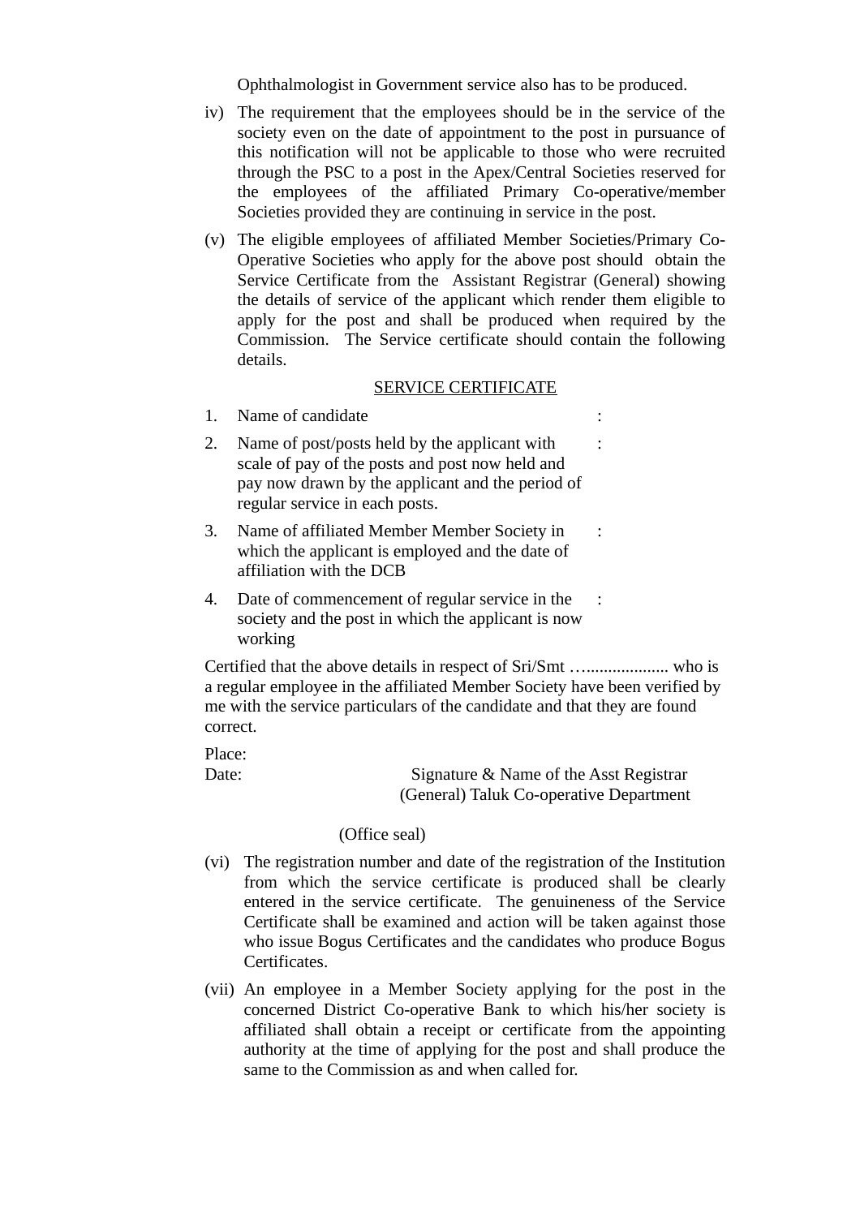Ophthalmologist in Government service also has to be produced.

iv) The requirement that the employees should be in the service of the society even on the date of appointment to the post in pursuance of this notification will not be applicable to those who were recruited through the PSC to a post in the Apex/Central Societies reserved for the employees of the affiliated Primary Co-operative/member Societies provided they are continuing in service in the post.

(v) The eligible employees of affiliated Member Societies/Primary Co-Operative Societies who apply for the above post should obtain the Service Certificate from the Assistant Registrar (General) showing the details of service of the applicant which render them eligible to apply for the post and shall be produced when required by the Commission. The Service certificate should contain the following details.

<u>SERVICE CERTIFICATE</u>

1. Name of candidate :
2. Name of post/posts held by the applicant with scale of pay of the posts and post now held and pay now drawn by the applicant and the period of regular service in each posts. :
3. Name of affiliated Member Member Society in which the applicant is employed and the date of affiliation with the DCB :
4. Date of commencement of regular service in the society and the post in which the applicant is now working :

Certified that the above details in respect of Sri/Smt …................... who is a regular employee in the affiliated Member Society have been verified by me with the service particulars of the candidate and that they are found correct.

Place:
Date: Signature & Name of the Asst Registrar (General) Taluk Co-operative Department

(Office seal)

(vi) The registration number and date of the registration of the Institution from which the service certificate is produced shall be clearly entered in the service certificate. The genuineness of the Service Certificate shall be examined and action will be taken against those who issue Bogus Certificates and the candidates who produce Bogus Certificates.

(vii) An employee in a Member Society applying for the post in the concerned District Co-operative Bank to which his/her society is affiliated shall obtain a receipt or certificate from the appointing authority at the time of applying for the post and shall produce the same to the Commission as and when called for.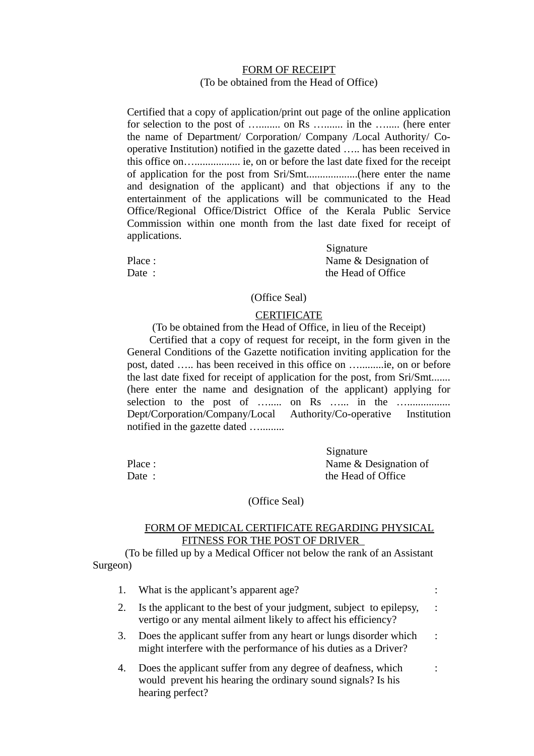<u>FORM OF RECEIPT</u>

(To be obtained from the Head of Office)

Certified that a copy of application/print out page of the online application for selection to the post of …........ on Rs …....... in the …..... (here enter the name of Department/ Corporation/ Company /Local Authority/ Co-operative Institution) notified in the gazette dated ….. has been received in this office on…................. ie, on or before the last date fixed for the receipt of application for the post from Sri/Smt..................(here enter the name and designation of the applicant) and that objections if any to the entertainment of the applications will be communicated to the Head Office/Regional Office/District Office of the Kerala Public Service Commission within one month from the last date fixed for receipt of applications.

Signature

Place :     Name & Designation of

Date :     the Head of Office

(Office Seal)

<u>CERTIFICATE</u>

(To be obtained from the Head of Office, in lieu of the Receipt)

Certified that a copy of request for receipt, in the form given in the General Conditions of the Gazette notification inviting application for the post, dated ….. has been received in this office on …........ie, on or before the last date fixed for receipt of application for the post, from Sri/Smt....... (here enter the name and designation of the applicant) applying for selection to the post of ….... on Rs …... in the …............... Dept/Corporation/Company/Local Authority/Co-operative Institution notified in the gazette dated …........

Signature

Place :     Name & Designation of

Date :     the Head of Office

(Office Seal)

<u>FORM OF MEDICAL CERTIFICATE REGARDING PHYSICAL FITNESS FOR THE POST OF DRIVER</u>

(To be filled up by a Medical Officer not below the rank of an Assistant Surgeon)

1. What is the applicant's apparent age? :
2. Is the applicant to the best of your judgment, subject to epilepsy, vertigo or any mental ailment likely to affect his efficiency? :
3. Does the applicant suffer from any heart or lungs disorder which might interfere with the performance of his duties as a Driver? :
4. Does the applicant suffer from any degree of deafness, which would prevent his hearing the ordinary sound signals? Is his hearing perfect? :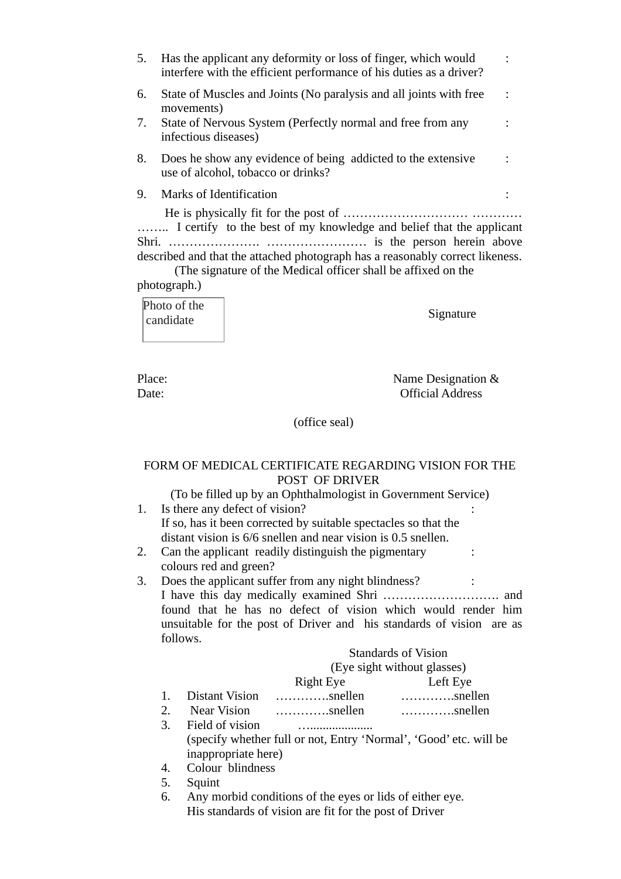5. Has the applicant any deformity or loss of finger, which would interfere with the efficient performance of his duties as a driver? :

6. State of Muscles and Joints (No paralysis and all joints with free movements) :

7. State of Nervous System (Perfectly normal and free from any infectious diseases) :

8. Does he show any evidence of being addicted to the extensive use of alcohol, tobacco or drinks? :

9. Marks of Identification :

He is physically fit for the post of ………………………… ………… …….. I certify to the best of my knowledge and belief that the applicant Shri. …………………. …………………… is the person herein above described and that the attached photograph has a reasonably correct likeness.

(The signature of the Medical officer shall be affixed on the photograph.)

| Photo of the candidate |
|---|

Signature

Place:

Date:

Name Designation &
Official Address

(office seal)

FORM OF MEDICAL CERTIFICATE REGARDING VISION FOR THE POST OF DRIVER

(To be filled up by an Ophthalmologist in Government Service)

1. Is there any defect of vision? :
   If so, has it been corrected by suitable spectacles so that the distant vision is 6/6 snellen and near vision is 0.5 snellen.
2. Can the applicant readily distinguish the pigmentary colours red and green? :
3. Does the applicant suffer from any night blindness? :
   I have this day medically examined Shri ………………………. and found that he has no defect of vision which would render him unsuitable for the post of Driver and his standards of vision are as follows.

Standards of Vision
(Eye sight without glasses)

| | | Right Eye | Left Eye |
|---|---|---|---|
| 1. | Distant Vision | ………….snellen | ………….snellen |
| 2. | Near Vision | ………….snellen | ………….snellen |

3. Field of vision …..................
   (specify whether full or not, Entry 'Normal', 'Good' etc. will be inappropriate here)
4. Colour blindness
5. Squint
6. Any morbid conditions of the eyes or lids of either eye.
   His standards of vision are fit for the post of Driver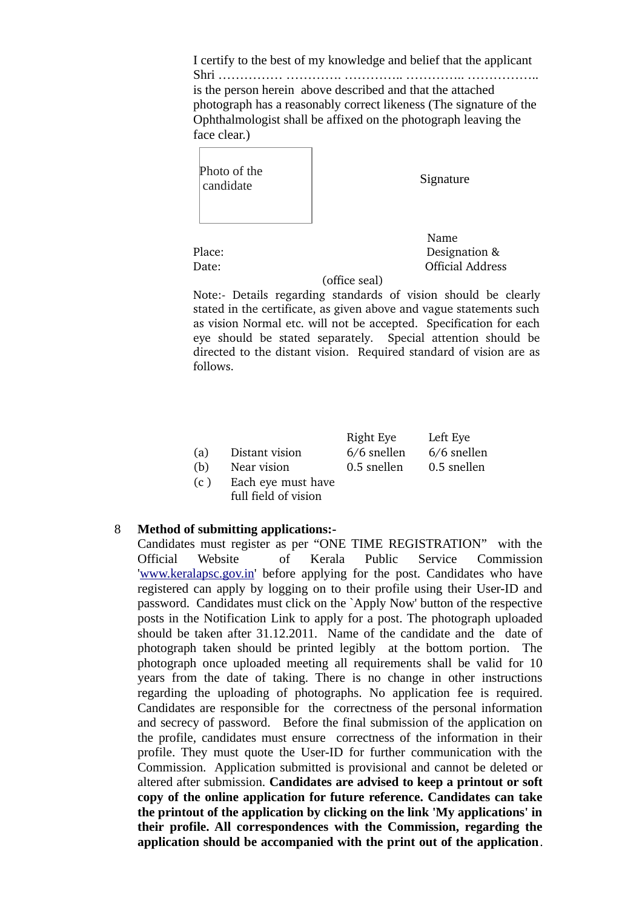I certify to the best of my knowledge and belief that the applicant Shri …………… …………. ………….. ………….. …………….. is the person herein above described and that the attached photograph has a reasonably correct likeness (The signature of the Ophthalmologist shall be affixed on the photograph leaving the face clear.)

| Photo of the candidate |
|---|

Signature

Name
Designation &
Official Address

Place:
Date:

(office seal)

Note:- Details regarding standards of vision should be clearly stated in the certificate, as given above and vague statements such as vision Normal etc. will not be accepted. Specification for each eye should be stated separately. Special attention should be directed to the distant vision. Required standard of vision are as follows.

| | | Right Eye | Left Eye |
|---|---|---|---|
| (a) | Distant vision | 6/6 snellen | 6/6 snellen |
| (b) | Near vision | 0.5 snellen | 0.5 snellen |
| (c ) | Each eye must have full field of vision | | |

8 **Method of submitting applications:-**

Candidates must register as per "ONE TIME REGISTRATION" with the Official Website of Kerala Public Service Commission 'www.keralapsc.gov.in' before applying for the post. Candidates who have registered can apply by logging on to their profile using their User-ID and password. Candidates must click on the `Apply Now' button of the respective posts in the Notification Link to apply for a post. The photograph uploaded should be taken after 31.12.2011. Name of the candidate and the date of photograph taken should be printed legibly at the bottom portion. The photograph once uploaded meeting all requirements shall be valid for 10 years from the date of taking. There is no change in other instructions regarding the uploading of photographs. No application fee is required. Candidates are responsible for the correctness of the personal information and secrecy of password. Before the final submission of the application on the profile, candidates must ensure correctness of the information in their profile. They must quote the User-ID for further communication with the Commission. Application submitted is provisional and cannot be deleted or altered after submission. **Candidates are advised to keep a printout or soft copy of the online application for future reference. Candidates can take the printout of the application by clicking on the link 'My applications' in their profile. All correspondences with the Commission, regarding the application should be accompanied with the print out of the application**.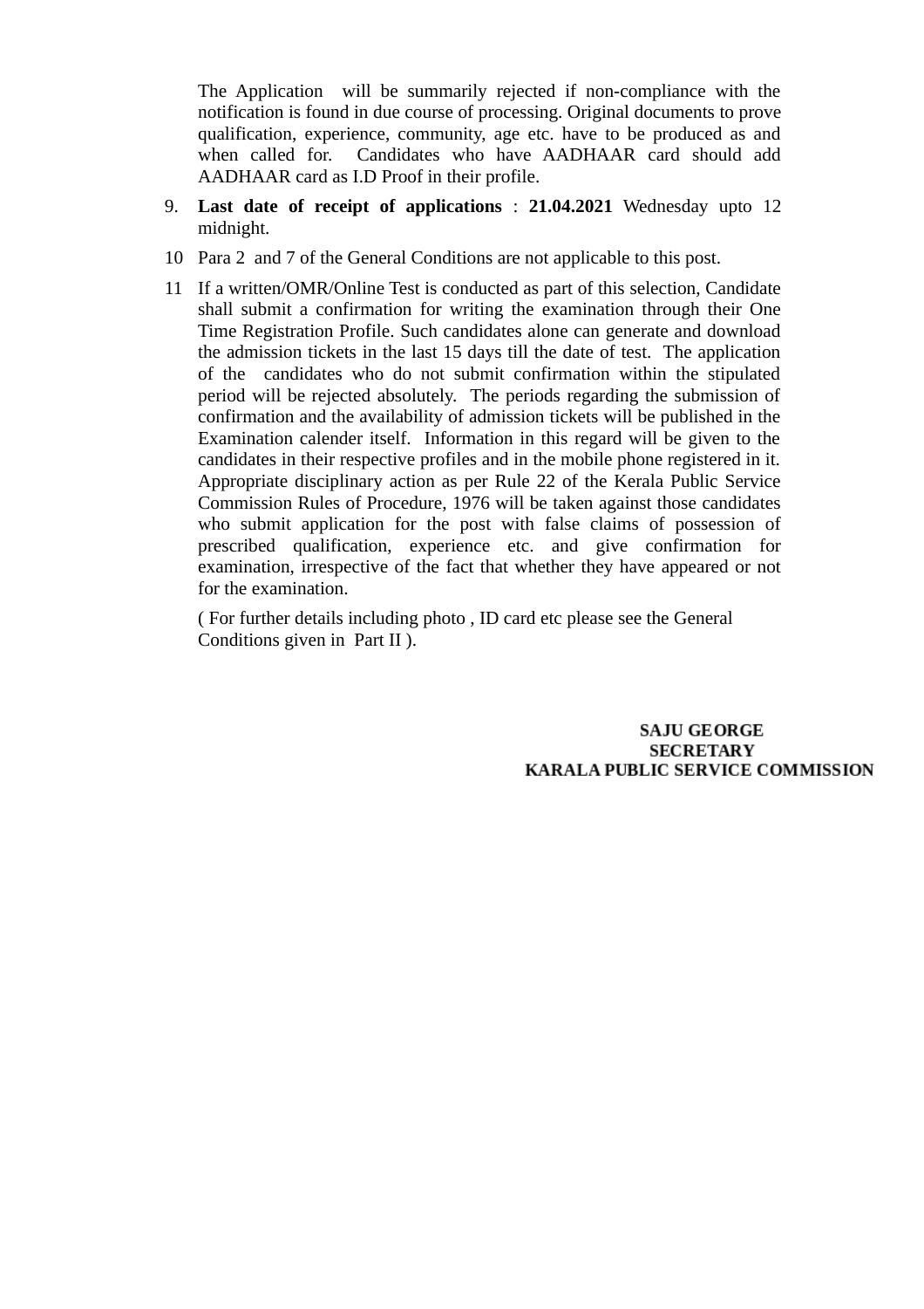The Application will be summarily rejected if non-compliance with the notification is found in due course of processing. Original documents to prove qualification, experience, community, age etc. have to be produced as and when called for. Candidates who have AADHAAR card should add AADHAAR card as I.D Proof in their profile.

9. **Last date of receipt of applications** : **21.04.2021** Wednesday upto 12 midnight.

10 Para 2 and 7 of the General Conditions are not applicable to this post.

11 If a written/OMR/Online Test is conducted as part of this selection, Candidate shall submit a confirmation for writing the examination through their One Time Registration Profile. Such candidates alone can generate and download the admission tickets in the last 15 days till the date of test. The application of the candidates who do not submit confirmation within the stipulated period will be rejected absolutely. The periods regarding the submission of confirmation and the availability of admission tickets will be published in the Examination calender itself. Information in this regard will be given to the candidates in their respective profiles and in the mobile phone registered in it. Appropriate disciplinary action as per Rule 22 of the Kerala Public Service Commission Rules of Procedure, 1976 will be taken against those candidates who submit application for the post with false claims of possession of prescribed qualification, experience etc. and give confirmation for examination, irrespective of the fact that whether they have appeared or not for the examination.

( For further details including photo , ID card etc please see the General Conditions given in Part II ).

**SAJU GEORGE**
**SECRETARY**
**KARALA PUBLIC SERVICE COMMISSION**